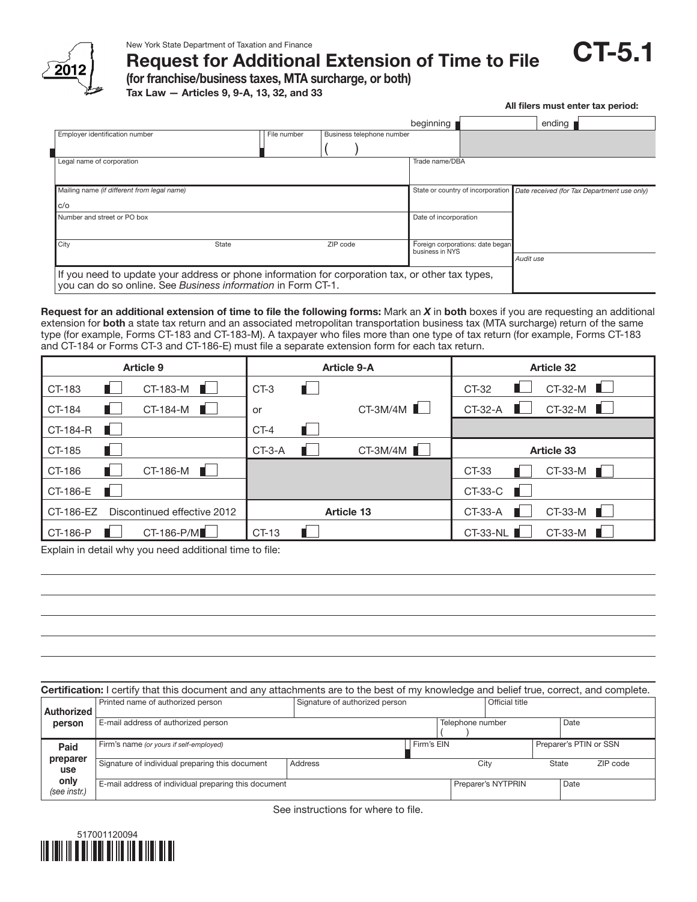New York State Department of Taxation and Finance

2012

# Request for Additional Extension of Time to File

**CT-5.1**

**(for franchise/business taxes, MTA surcharge, or both)**

**Tax Law — Articles 9, 9-A, 13, 32, and 33**

**All filers must enter tax period:**

beginning ending

| Employer identification number | File number | Business telephone number ( ) | |
|---|---|---|---|
| Legal name of corporation | | | Trade name/DBA |
| Mailing name *(if different from legal name)* c/o | | | State or country of incorporation |
| Number and street or PO box | | | Date of incorporation |
| City | State | ZIP code | Foreign corporations: date began business in NYS |

*Date received (for Tax Department use only)*

*Audit use*

If you need to update your address or phone information for corporation tax, or other tax types, you can do so online. See *Business information* in Form CT-1.

**Request for an additional extension of time to file the following forms:** Mark an ***X*** in **both** boxes if you are requesting an additional extension for **both** a state tax return and an associated metropolitan transportation business tax (MTA surcharge) return of the same type (for example, Forms CT-183 and CT-183-M). A taxpayer who files more than one type of tax return (for example, Forms CT-183 and CT-184 or Forms CT-3 and CT-186-E) must file a separate extension form for each tax return.

| Article 9 | | Article 9-A | | Article 32 | |
|---|---|---|---|---|---|
| CT-183 ☐ | CT-183-M ☐ | CT-3 ☐ | | CT-32 ☐ | CT-32-M ☐ |
| CT-184 ☐ | CT-184-M ☐ | or | CT-3M/4M ☐ | CT-32-A ☐ | CT-32-M ☐ |
| CT-184-R ☐ | | CT-4 ☐ | | | |
| CT-185 ☐ | | CT-3-A ☐ | CT-3M/4M ☐ | **Article 33** | |
| CT-186 ☐ | CT-186-M ☐ | | | CT-33 ☐ | CT-33-M ☐ |
| CT-186-E ☐ | | | | CT-33-C ☐ | |
| CT-186-EZ | Discontinued effective 2012 | **Article 13** | | CT-33-A ☐ | CT-33-M ☐ |
| CT-186-P ☐ | CT-186-P/M ☐ | CT-13 ☐ | | CT-33-NL ☐ | CT-33-M ☐ |

Explain in detail why you need additional time to file:

**Certification:** I certify that this document and any attachments are to the best of my knowledge and belief true, correct, and complete.

| | | | | |
|---|---|---|---|---|
| **Authorized person** | Printed name of authorized person | Signature of authorized person | Official title | |
| | E-mail address of authorized person | | Telephone number ( ) | Date |
| **Paid preparer use only** *(see instr.)* | Firm's name *(or yours if self-employed)* | | Firm's EIN | Preparer's PTIN or SSN |
| | Signature of individual preparing this document | Address | City | State ZIP code |
| | E-mail address of individual preparing this document | | Preparer's NYTPRIN | Date |

See instructions for where to file.

517001120094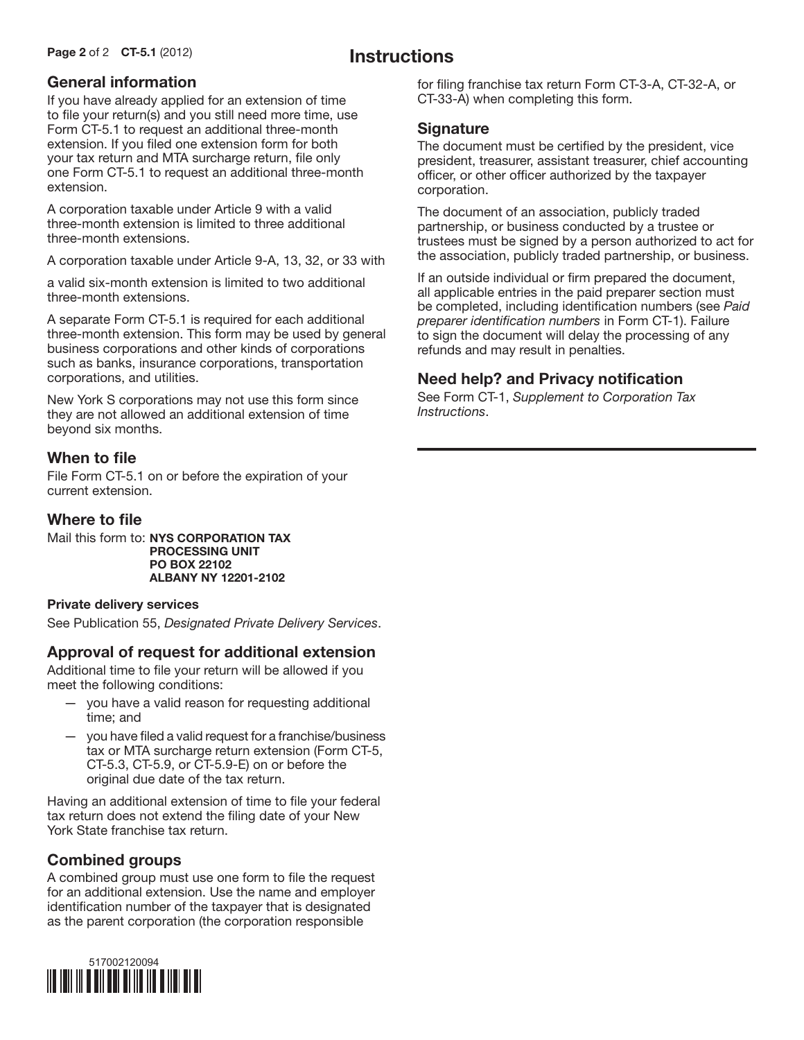# Instructions

## General information

If you have already applied for an extension of time to file your return(s) and you still need more time, use Form CT-5.1 to request an additional three-month extension. If you filed one extension form for both your tax return and MTA surcharge return, file only one Form CT-5.1 to request an additional three-month extension.

A corporation taxable under Article 9 with a valid three-month extension is limited to three additional three-month extensions.

A corporation taxable under Article 9-A, 13, 32, or 33 with a valid six-month extension is limited to two additional three-month extensions.

A separate Form CT-5.1 is required for each additional three-month extension. This form may be used by general business corporations and other kinds of corporations such as banks, insurance corporations, transportation corporations, and utilities.

New York S corporations may not use this form since they are not allowed an additional extension of time beyond six months.

## When to file

File Form CT-5.1 on or before the expiration of your current extension.

## Where to file

Mail this form to: **NYS CORPORATION TAX PROCESSING UNIT PO BOX 22102 ALBANY NY 12201-2102**

#### Private delivery services

See Publication 55, *Designated Private Delivery Services*.

## Approval of request for additional extension

Additional time to file your return will be allowed if you meet the following conditions:

- you have a valid reason for requesting additional time; and
- you have filed a valid request for a franchise/business tax or MTA surcharge return extension (Form CT-5, CT-5.3, CT-5.9, or CT-5.9-E) on or before the original due date of the tax return.

Having an additional extension of time to file your federal tax return does not extend the filing date of your New York State franchise tax return.

## Combined groups

A combined group must use one form to file the request for an additional extension. Use the name and employer identification number of the taxpayer that is designated as the parent corporation (the corporation responsible for filing franchise tax return Form CT-3-A, CT-32-A, or CT-33-A) when completing this form.

## Signature

The document must be certified by the president, vice president, treasurer, assistant treasurer, chief accounting officer, or other officer authorized by the taxpayer corporation.

The document of an association, publicly traded partnership, or business conducted by a trustee or trustees must be signed by a person authorized to act for the association, publicly traded partnership, or business.

If an outside individual or firm prepared the document, all applicable entries in the paid preparer section must be completed, including identification numbers (see *Paid preparer identification numbers* in Form CT-1). Failure to sign the document will delay the processing of any refunds and may result in penalties.

## Need help? and Privacy notification

See Form CT-1, *Supplement to Corporation Tax Instructions*.

517002120094